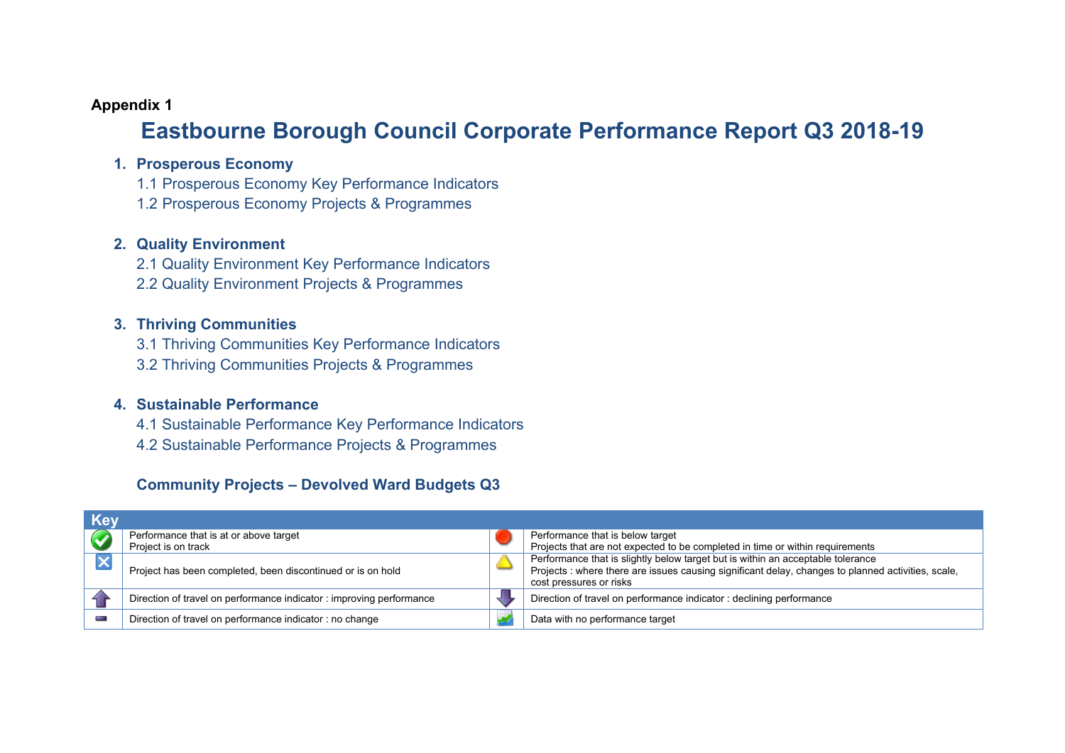**Appendix 1**

# Eastbourne Borough Council Corporate Performance Report Q3 2018-19

1. **Prosperous Economy**
   - 1.1 Prosperous Economy Key Performance Indicators
   - 1.2 Prosperous Economy Projects & Programmes

2. **Quality Environment**
   - 2.1 Quality Environment Key Performance Indicators
   - 2.2 Quality Environment Projects & Programmes

3. **Thriving Communities**
   - 3.1 Thriving Communities Key Performance Indicators
   - 3.2 Thriving Communities Projects & Programmes

4. **Sustainable Performance**
   - 4.1 Sustainable Performance Key Performance Indicators
   - 4.2 Sustainable Performance Projects & Programmes

**Community Projects – Devolved Ward Budgets Q3**

| Key | | | |
|---|---|---|---|
| ✔ | Performance that is at or above target<br>Project is on track | ● | Performance that is below target<br>Projects that are not expected to be completed in time or within requirements |
| ☒ | Project has been completed, been discontinued or is on hold | ▲ | Performance that is slightly below target but is within an acceptable tolerance<br>Projects : where there are issues causing significant delay, changes to planned activities, scale, cost pressures or risks |
| ⬆ | Direction of travel on performance indicator : improving performance | ⬇ | Direction of travel on performance indicator : declining performance |
| ▬ | Direction of travel on performance indicator : no change | 📈 | Data with no performance target |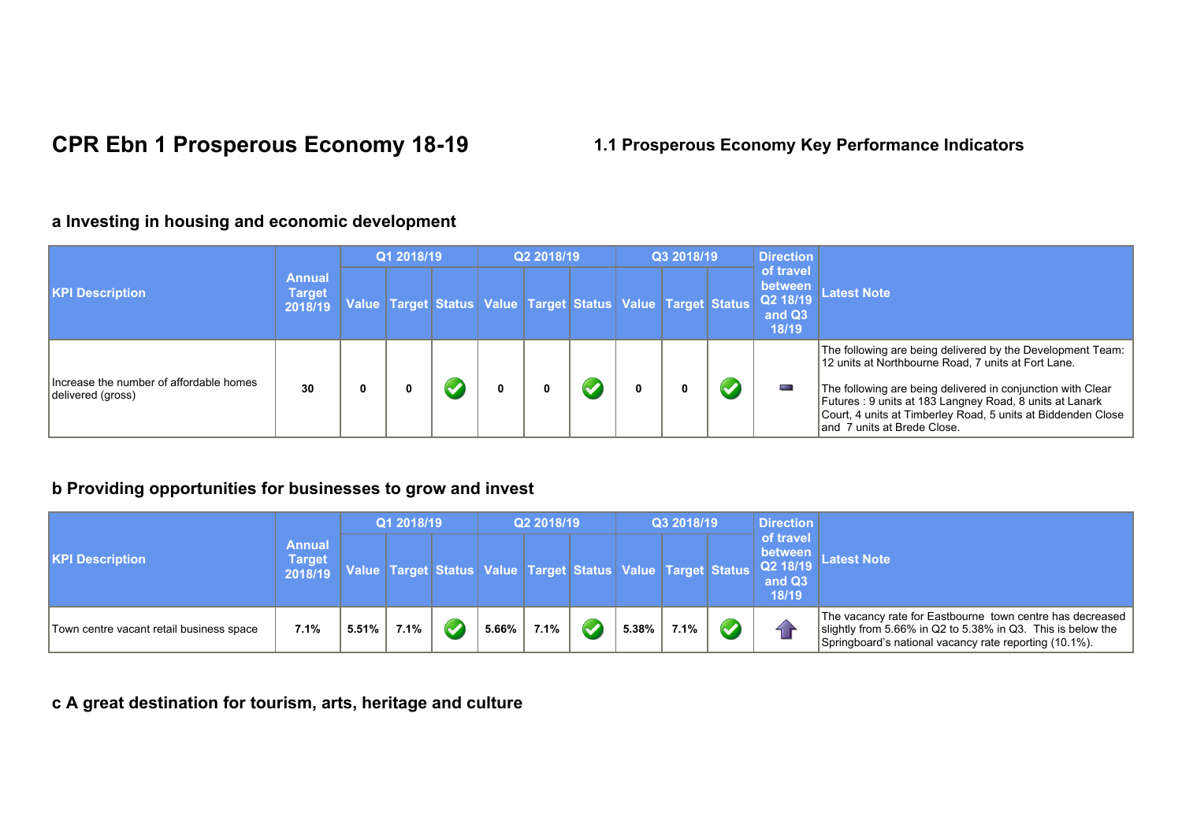# CPR Ebn 1 Prosperous Economy 18-19

## 1.1 Prosperous Economy Key Performance Indicators

### a Investing in housing and economic development

| KPI Description | Annual Target 2018/19 | Q1 2018/19 | | | Q2 2018/19 | | | Q3 2018/19 | | | Direction of travel between Q2 18/19 and Q3 18/19 | Latest Note |
|---|---|---|---|---|---|---|---|---|---|---|---|---|
| | | Value | Target | Status | Value | Target | Status | Value | Target | Status | | |
| Increase the number of affordable homes delivered (gross) | 30 | 0 | 0 | ✓ | 0 | 0 | ✓ | 0 | 0 | ✓ | ▬ | The following are being delivered by the Development Team: 12 units at Northbourne Road, 7 units at Fort Lane. The following are being delivered in conjunction with Clear Futures : 9 units at 183 Langney Road, 8 units at Lanark Court, 4 units at Timberley Road, 5 units at Biddenden Close and 7 units at Brede Close. |

### b Providing opportunities for businesses to grow and invest

| KPI Description | Annual Target 2018/19 | Q1 2018/19 | | | Q2 2018/19 | | | Q3 2018/19 | | | Direction of travel between Q2 18/19 and Q3 18/19 | Latest Note |
|---|---|---|---|---|---|---|---|---|---|---|---|---|
| | | Value | Target | Status | Value | Target | Status | Value | Target | Status | | |
| Town centre vacant retail business space | 7.1% | 5.51% | 7.1% | ✓ | 5.66% | 7.1% | ✓ | 5.38% | 7.1% | ✓ | ⬆ | The vacancy rate for Eastbourne town centre has decreased slightly from 5.66% in Q2 to 5.38% in Q3. This is below the Springboard's national vacancy rate reporting (10.1%). |

### c A great destination for tourism, arts, heritage and culture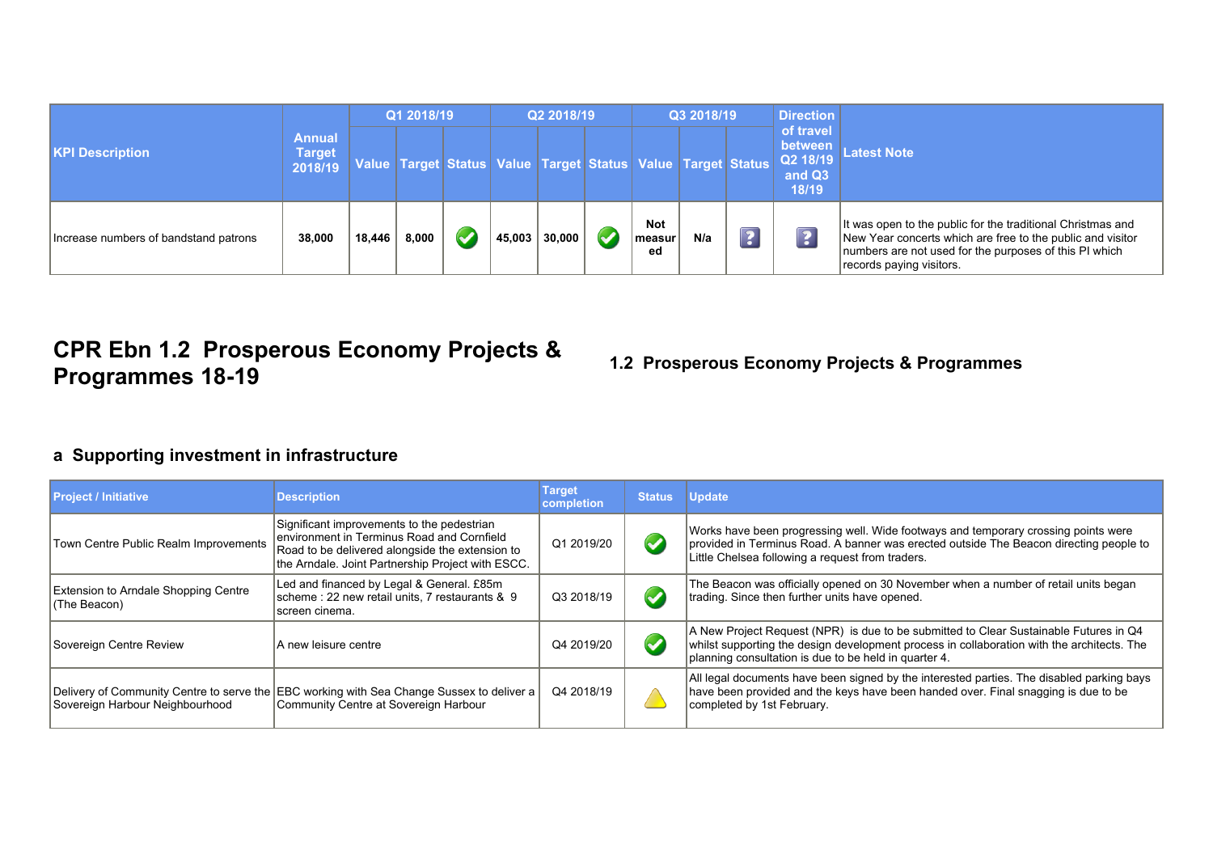| KPI Description | Annual Target 2018/19 | Q1 2018/19 | | | Q2 2018/19 | | | Q3 2018/19 | | | Direction of travel between Q2 18/19 and Q3 18/19 | Latest Note |
|---|---|---|---|---|---|---|---|---|---|---|---|---|
| | | Value | Target | Status | Value | Target | Status | Value | Target | Status | | |
| Increase numbers of bandstand patrons | 38,000 | 18,446 | 8,000 | ✓ | 45,003 | 30,000 | ✓ | Not measured | N/a | ? | ? | It was open to the public for the traditional Christmas and New Year concerts which are free to the public and visitor numbers are not used for the purposes of this PI which records paying visitors. |

# CPR Ebn 1.2 Prosperous Economy Projects & Programmes 18-19

## 1.2 Prosperous Economy Projects & Programmes

### a Supporting investment in infrastructure

| Project / Initiative | Description | Target completion | Status | Update |
|---|---|---|---|---|
| Town Centre Public Realm Improvements | Significant improvements to the pedestrian environment in Terminus Road and Cornfield Road to be delivered alongside the extension to the Arndale. Joint Partnership Project with ESCC. | Q1 2019/20 | ✓ | Works have been progressing well. Wide footways and temporary crossing points were provided in Terminus Road. A banner was erected outside The Beacon directing people to Little Chelsea following a request from traders. |
| Extension to Arndale Shopping Centre (The Beacon) | Led and financed by Legal & General. £85m scheme : 22 new retail units, 7 restaurants & 9 screen cinema. | Q3 2018/19 | ✓ | The Beacon was officially opened on 30 November when a number of retail units began trading. Since then further units have opened. |
| Sovereign Centre Review | A new leisure centre | Q4 2019/20 | ✓ | A New Project Request (NPR) is due to be submitted to Clear Sustainable Futures in Q4 whilst supporting the design development process in collaboration with the architects. The planning consultation is due to be held in quarter 4. |
| Delivery of Community Centre to serve the Sovereign Harbour Neighbourhood | EBC working with Sea Change Sussex to deliver a Community Centre at Sovereign Harbour | Q4 2018/19 | ⚠ | All legal documents have been signed by the interested parties. The disabled parking bays have been provided and the keys have been handed over. Final snagging is due to be completed by 1st February. |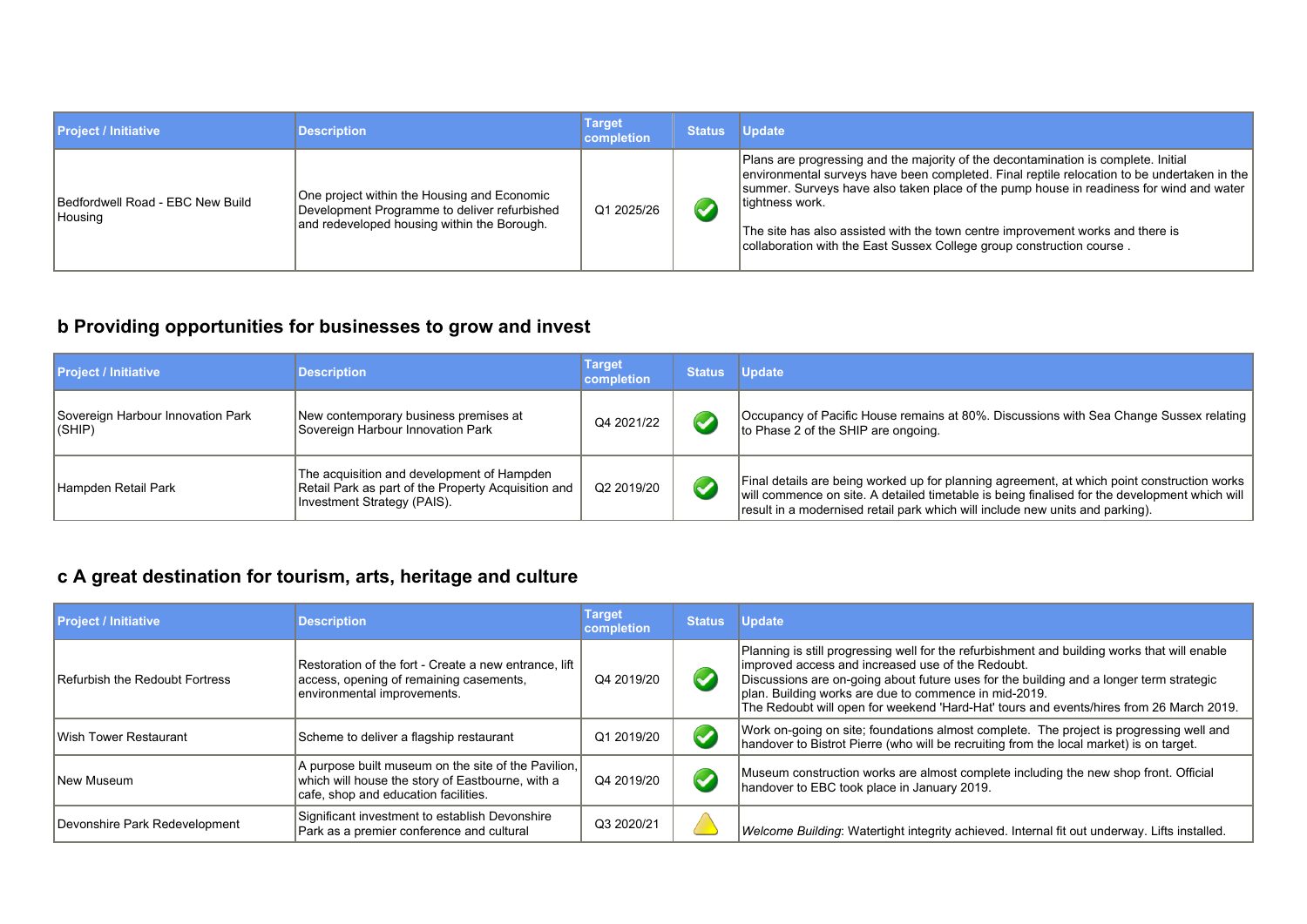| Project / Initiative | Description | Target completion | Status | Update |
|---|---|---|---|---|
| Bedfordwell Road - EBC New Build Housing | One project within the Housing and Economic Development Programme to deliver refurbished and redeveloped housing within the Borough. | Q1 2025/26 | ✔ | Plans are progressing and the majority of the decontamination is complete. Initial environmental surveys have been completed. Final reptile relocation to be undertaken in the summer. Surveys have also taken place of the pump house in readiness for wind and water tightness work.<br><br>The site has also assisted with the town centre improvement works and there is collaboration with the East Sussex College group construction course . |

## b Providing opportunities for businesses to grow and invest

| Project / Initiative | Description | Target completion | Status | Update |
|---|---|---|---|---|
| Sovereign Harbour Innovation Park (SHIP) | New contemporary business premises at Sovereign Harbour Innovation Park | Q4 2021/22 | ✔ | Occupancy of Pacific House remains at 80%. Discussions with Sea Change Sussex relating to Phase 2 of the SHIP are ongoing. |
| Hampden Retail Park | The acquisition and development of Hampden Retail Park as part of the Property Acquisition and Investment Strategy (PAIS). | Q2 2019/20 | ✔ | Final details are being worked up for planning agreement, at which point construction works will commence on site. A detailed timetable is being finalised for the development which will result in a modernised retail park which will include new units and parking). |

## c A great destination for tourism, arts, heritage and culture

| Project / Initiative | Description | Target completion | Status | Update |
|---|---|---|---|---|
| Refurbish the Redoubt Fortress | Restoration of the fort - Create a new entrance, lift access, opening of remaining casements, environmental improvements. | Q4 2019/20 | ✔ | Planning is still progressing well for the refurbishment and building works that will enable improved access and increased use of the Redoubt.<br>Discussions are on-going about future uses for the building and a longer term strategic plan. Building works are due to commence in mid-2019.<br>The Redoubt will open for weekend 'Hard-Hat' tours and events/hires from 26 March 2019. |
| Wish Tower Restaurant | Scheme to deliver a flagship restaurant | Q1 2019/20 | ✔ | Work on-going on site; foundations almost complete. The project is progressing well and handover to Bistrot Pierre (who will be recruiting from the local market) is on target. |
| New Museum | A purpose built museum on the site of the Pavilion, which will house the story of Eastbourne, with a cafe, shop and education facilities. | Q4 2019/20 | ✔ | Museum construction works are almost complete including the new shop front. Official handover to EBC took place in January 2019. |
| Devonshire Park Redevelopment | Significant investment to establish Devonshire Park as a premier conference and cultural | Q3 2020/21 | ⚠ | *Welcome Building*: Watertight integrity achieved. Internal fit out underway. Lifts installed. |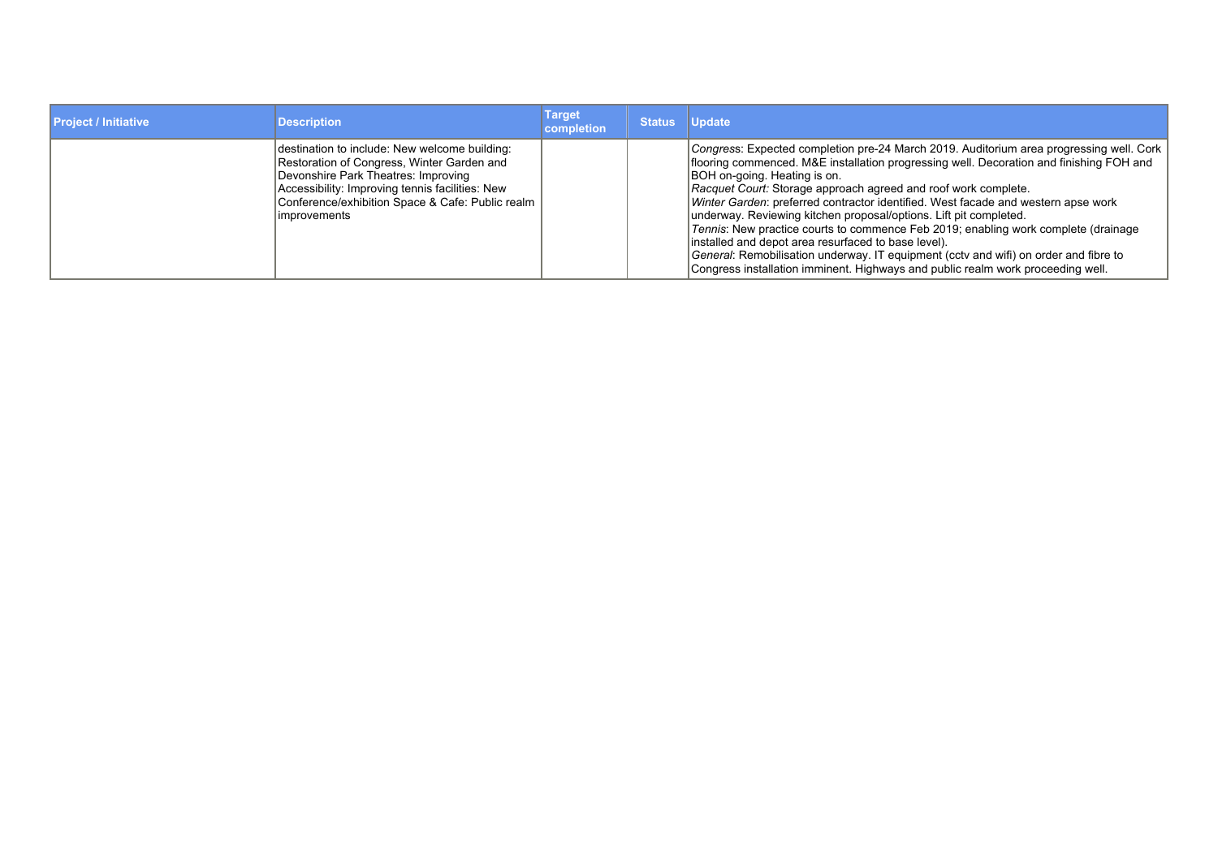| Project / Initiative | Description | Target completion | Status | Update |
|---|---|---|---|---|
| | destination to include: New welcome building: Restoration of Congress, Winter Garden and Devonshire Park Theatres: Improving Accessibility: Improving tennis facilities: New Conference/exhibition Space & Cafe: Public realm improvements | | | *Congress*: Expected completion pre-24 March 2019. Auditorium area progressing well. Cork flooring commenced. M&E installation progressing well. Decoration and finishing FOH and BOH on-going. Heating is on.<br>*Racquet Court:* Storage approach agreed and roof work complete.<br>*Winter Garden*: preferred contractor identified. West facade and western apse work underway. Reviewing kitchen proposal/options. Lift pit completed.<br>*Tennis*: New practice courts to commence Feb 2019; enabling work complete (drainage installed and depot area resurfaced to base level).<br>*General*: Remobilisation underway. IT equipment (cctv and wifi) on order and fibre to Congress installation imminent. Highways and public realm work proceeding well. |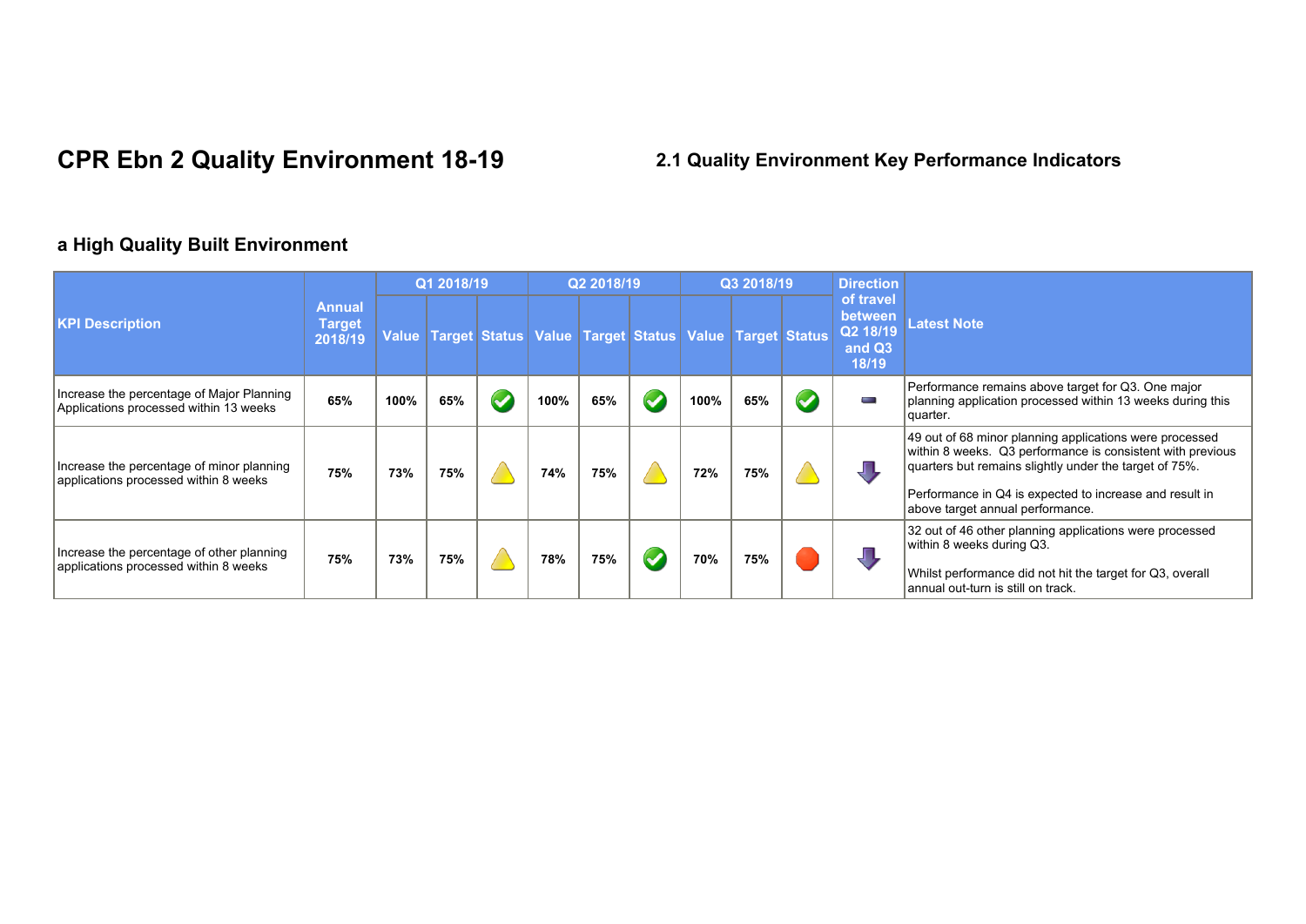# CPR Ebn 2 Quality Environment 18-19

## 2.1 Quality Environment Key Performance Indicators

### a High Quality Built Environment

| KPI Description | Annual Target 2018/19 | Q1 2018/19 | | | Q2 2018/19 | | | Q3 2018/19 | | | Direction of travel between Q2 18/19 and Q3 18/19 | Latest Note |
|---|---|---|---|---|---|---|---|---|---|---|---|---|
| | | Value | Target | Status | Value | Target | Status | Value | Target | Status | | |
| Increase the percentage of Major Planning Applications processed within 13 weeks | 65% | 100% | 65% | ✔ | 100% | 65% | ✔ | 100% | 65% | ✔ | ▬ | Performance remains above target for Q3. One major planning application processed within 13 weeks during this quarter. |
| Increase the percentage of minor planning applications processed within 8 weeks | 75% | 73% | 75% | ⚠ | 74% | 75% | ⚠ | 72% | 75% | ⚠ | ⬇ | 49 out of 68 minor planning applications were processed within 8 weeks. Q3 performance is consistent with previous quarters but remains slightly under the target of 75%.<br><br>Performance in Q4 is expected to increase and result in above target annual performance. |
| Increase the percentage of other planning applications processed within 8 weeks | 75% | 73% | 75% | ⚠ | 78% | 75% | ✔ | 70% | 75% | ⛔ | ⬇ | 32 out of 46 other planning applications were processed within 8 weeks during Q3.<br><br>Whilst performance did not hit the target for Q3, overall annual out-turn is still on track. |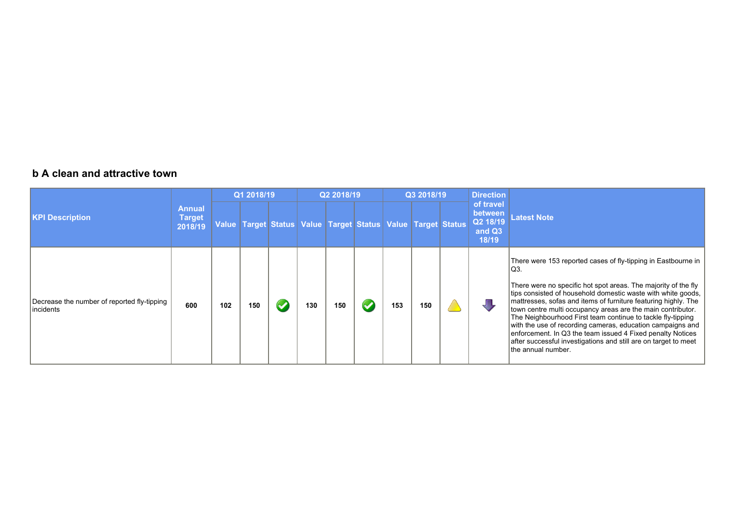## b A clean and attractive town

| KPI Description | Annual Target 2018/19 | Q1 2018/19 | | | Q2 2018/19 | | | Q3 2018/19 | | | Direction of travel between Q2 18/19 and Q3 18/19 | Latest Note |
|---|---|---|---|---|---|---|---|---|---|---|---|---|
| | | Value | Target | Status | Value | Target | Status | Value | Target | Status | | |
| Decrease the number of reported fly-tipping incidents | 600 | 102 | 150 | ✔ | 130 | 150 | ✔ | 153 | 150 | ⚠ | ⬇ | There were 153 reported cases of fly-tipping in Eastbourne in Q3. There were no specific hot spot areas. The majority of the fly tips consisted of household domestic waste with white goods, mattresses, sofas and items of furniture featuring highly. The town centre multi occupancy areas are the main contributor. The Neighbourhood First team continue to tackle fly-tipping with the use of recording cameras, education campaigns and enforcement. In Q3 the team issued 4 Fixed penalty Notices after successful investigations and still are on target to meet the annual number. |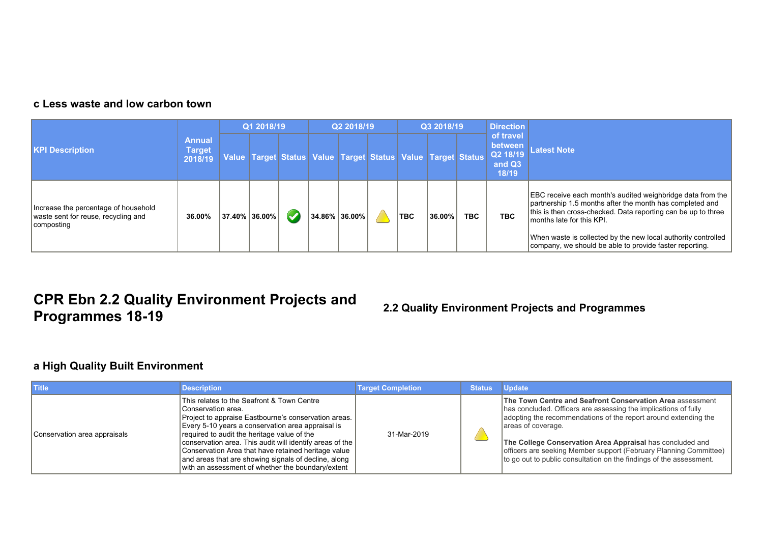### c Less waste and low carbon town

| KPI Description | Annual Target 2018/19 | Q1 2018/19 | | | Q2 2018/19 | | | Q3 2018/19 | | | Direction of travel between Q2 18/19 and Q3 18/19 | Latest Note |
|---|---|---|---|---|---|---|---|---|---|---|---|---|
| | | Value | Target | Status | Value | Target | Status | Value | Target | Status | | |
| Increase the percentage of household waste sent for reuse, recycling and composting | 36.00% | 37.40% | 36.00% | ✔ | 34.86% | 36.00% | ⚠ | TBC | 36.00% | TBC | TBC | EBC receive each month's audited weighbridge data from the partnership 1.5 months after the month has completed and this is then cross-checked. Data reporting can be up to three months late for this KPI.<br><br>When waste is collected by the new local authority controlled company, we should be able to provide faster reporting. |

# CPR Ebn 2.2 Quality Environment Projects and Programmes 18-19

## 2.2 Quality Environment Projects and Programmes

### a High Quality Built Environment

| Title | Description | Target Completion | Status | Update |
|---|---|---|---|---|
| Conservation area appraisals | This relates to the Seafront & Town Centre Conservation area.<br>Project to appraise Eastbourne's conservation areas. Every 5-10 years a conservation area appraisal is required to audit the heritage value of the conservation area. This audit will identify areas of the Conservation Area that have retained heritage value and areas that are showing signals of decline, along with an assessment of whether the boundary/extent | 31-Mar-2019 | ⚠ | **The Town Centre and Seafront Conservation Area** assessment has concluded. Officers are assessing the implications of fully adopting the recommendations of the report around extending the areas of coverage.<br><br>**The College Conservation Area Appraisal** has concluded and officers are seeking Member support (February Planning Committee) to go out to public consultation on the findings of the assessment. |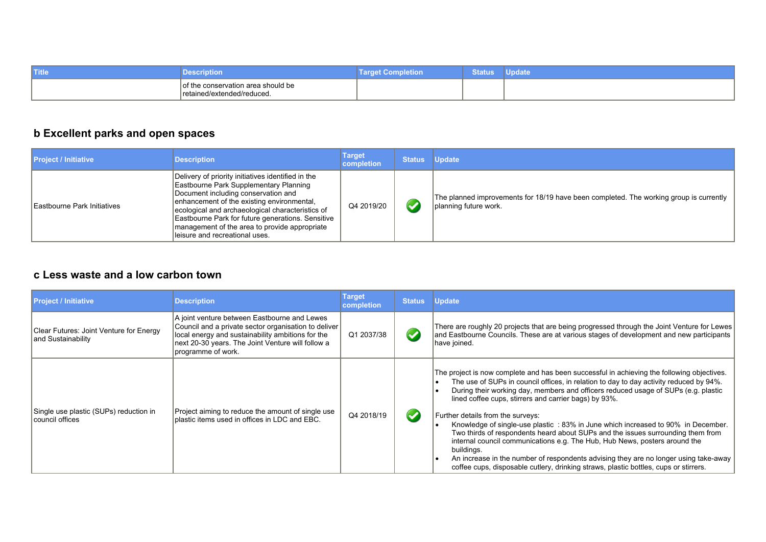| Title | Description | Target Completion | Status | Update |
| --- | --- | --- | --- | --- |
| | of the conservation area should be retained/extended/reduced. | | | |

## b Excellent parks and open spaces

| Project / Initiative | Description | Target completion | Status | Update |
| --- | --- | --- | --- | --- |
| Eastbourne Park Initiatives | Delivery of priority initiatives identified in the Eastbourne Park Supplementary Planning Document including conservation and enhancement of the existing environmental, ecological and archaeological characteristics of Eastbourne Park for future generations. Sensitive management of the area to provide appropriate leisure and recreational uses. | Q4 2019/20 | ✔ | The planned improvements for 18/19 have been completed. The working group is currently planning future work. |

## c Less waste and a low carbon town

| Project / Initiative | Description | Target completion | Status | Update |
| --- | --- | --- | --- | --- |
| Clear Futures: Joint Venture for Energy and Sustainability | A joint venture between Eastbourne and Lewes Council and a private sector organisation to deliver local energy and sustainability ambitions for the next 20-30 years. The Joint Venture will follow a programme of work. | Q1 2037/38 | ✔ | There are roughly 20 projects that are being progressed through the Joint Venture for Lewes and Eastbourne Councils. These are at various stages of development and new participants have joined. |
| Single use plastic (SUPs) reduction in council offices | Project aiming to reduce the amount of single use plastic items used in offices in LDC and EBC. | Q4 2018/19 | ✔ | The project is now complete and has been successful in achieving the following objectives.<br>• The use of SUPs in council offices, in relation to day to day activity reduced by 94%.<br>• During their working day, members and officers reduced usage of SUPs (e.g. plastic lined coffee cups, stirrers and carrier bags) by 93%.<br><br>Further details from the surveys:<br>• Knowledge of single-use plastic : 83% in June which increased to 90% in December. Two thirds of respondents heard about SUPs and the issues surrounding them from internal council communications e.g. The Hub, Hub News, posters around the buildings.<br>• An increase in the number of respondents advising they are no longer using take-away coffee cups, disposable cutlery, drinking straws, plastic bottles, cups or stirrers. |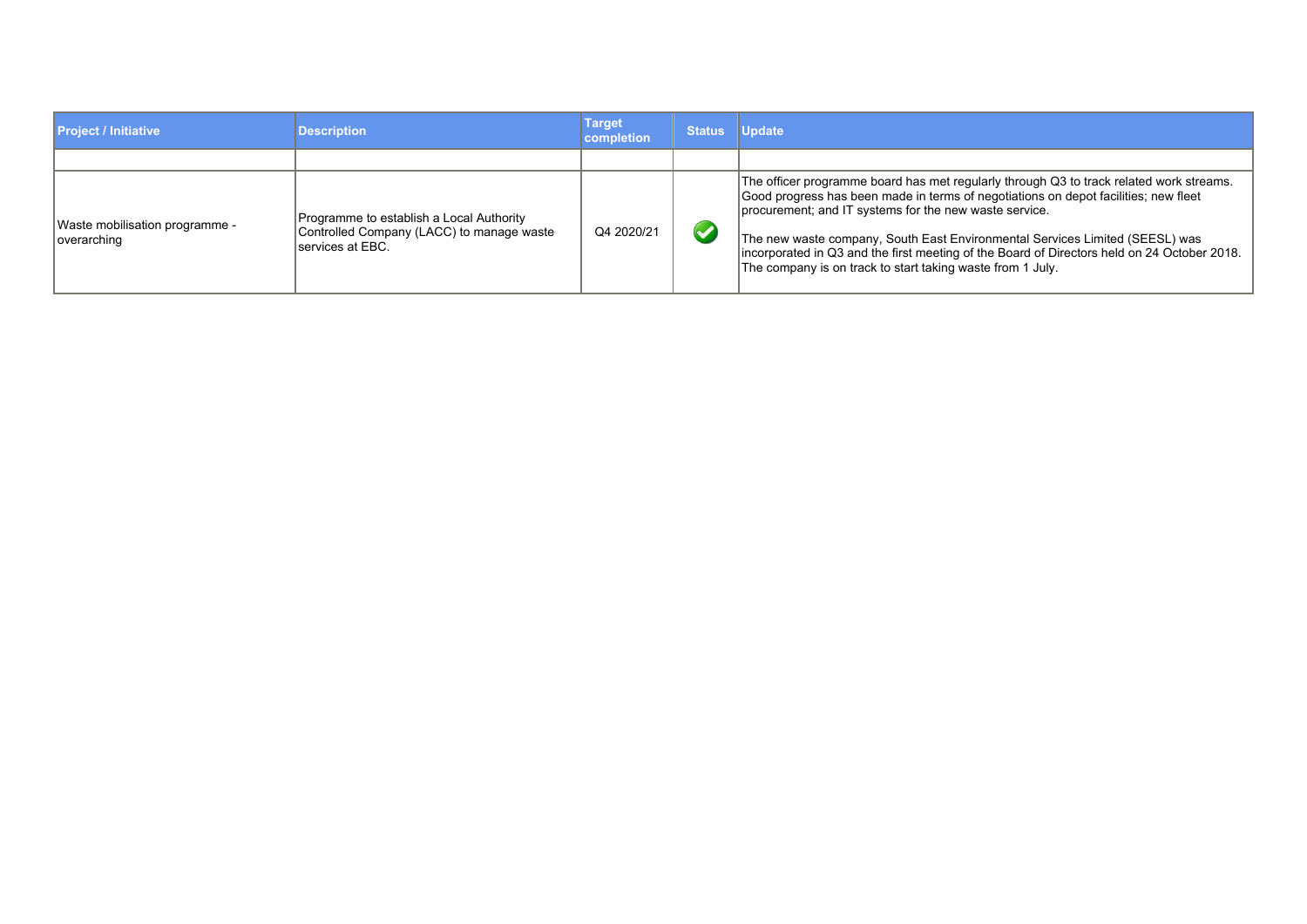| Project / Initiative | Description | Target completion | Status | Update |
|---|---|---|---|---|
| | | | | |
| Waste mobilisation programme - overarching | Programme to establish a Local Authority Controlled Company (LACC) to manage waste services at EBC. | Q4 2020/21 | ✔ | The officer programme board has met regularly through Q3 to track related work streams. Good progress has been made in terms of negotiations on depot facilities; new fleet procurement; and IT systems for the new waste service.<br><br>The new waste company, South East Environmental Services Limited (SEESL) was incorporated in Q3 and the first meeting of the Board of Directors held on 24 October 2018. The company is on track to start taking waste from 1 July. |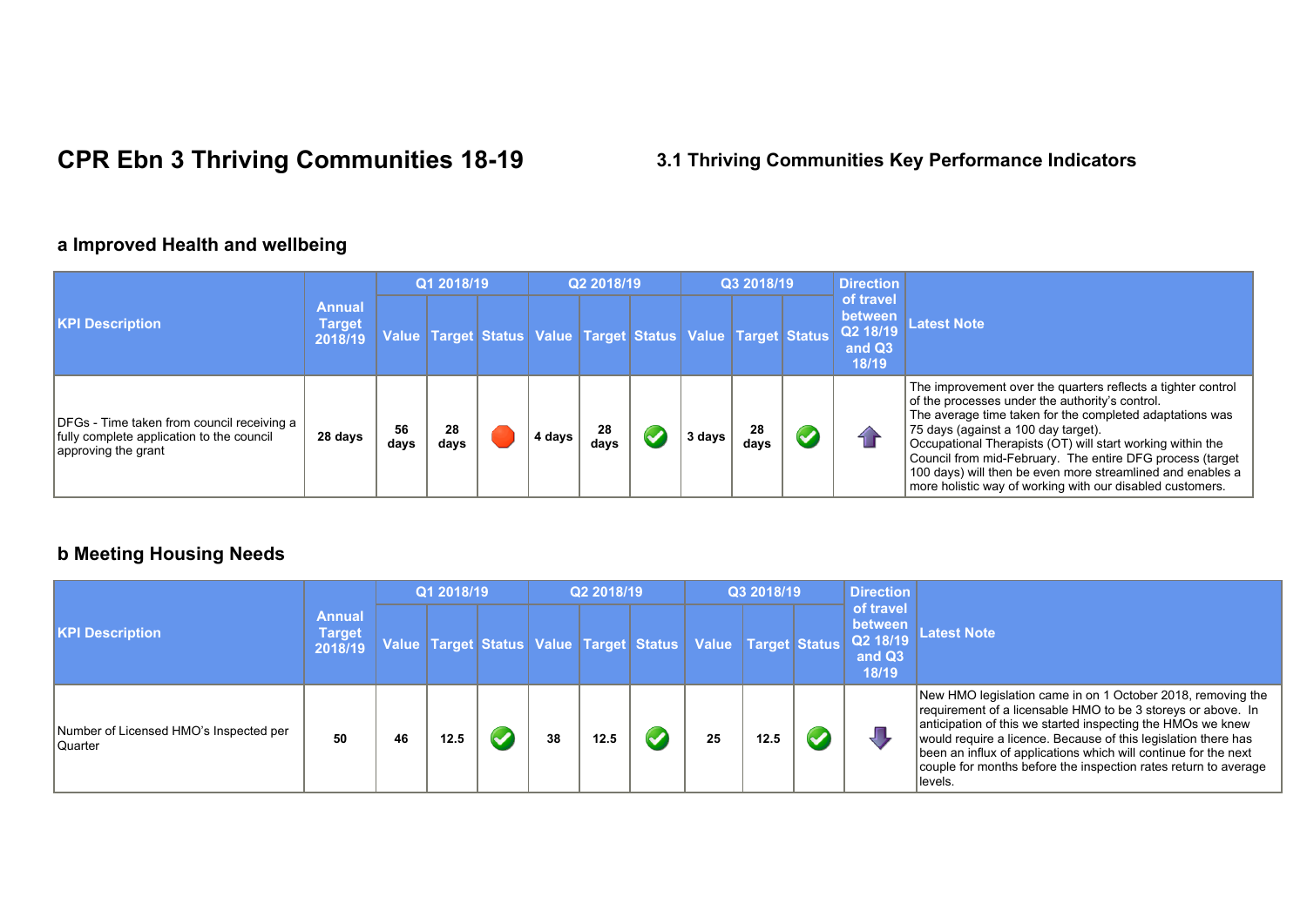# CPR Ebn 3 Thriving Communities 18-19

## 3.1 Thriving Communities Key Performance Indicators

### a Improved Health and wellbeing

| KPI Description | Annual Target 2018/19 | Q1 2018/19 | | | Q2 2018/19 | | | Q3 2018/19 | | | Direction of travel between Q2 18/19 and Q3 18/19 | Latest Note |
|---|---|---|---|---|---|---|---|---|---|---|---|---|
| | | Value | Target | Status | Value | Target | Status | Value | Target | Status | | |
| DFGs - Time taken from council receiving a fully complete application to the council approving the grant | 28 days | 56 days | 28 days | Red | 4 days | 28 days | Green | 3 days | 28 days | Green | Up | The improvement over the quarters reflects a tighter control of the processes under the authority's control. The average time taken for the completed adaptations was 75 days (against a 100 day target). Occupational Therapists (OT) will start working within the Council from mid-February. The entire DFG process (target 100 days) will then be even more streamlined and enables a more holistic way of working with our disabled customers. |

### b Meeting Housing Needs

| KPI Description | Annual Target 2018/19 | Q1 2018/19 | | | Q2 2018/19 | | | Q3 2018/19 | | | Direction of travel between Q2 18/19 and Q3 18/19 | Latest Note |
|---|---|---|---|---|---|---|---|---|---|---|---|---|
| | | Value | Target | Status | Value | Target | Status | Value | Target | Status | | |
| Number of Licensed HMO's Inspected per Quarter | 50 | 46 | 12.5 | Green | 38 | 12.5 | Green | 25 | 12.5 | Green | Down | New HMO legislation came in on 1 October 2018, removing the requirement of a licensable HMO to be 3 storeys or above. In anticipation of this we started inspecting the HMOs we knew would require a licence. Because of this legislation there has been an influx of applications which will continue for the next couple for months before the inspection rates return to average levels. |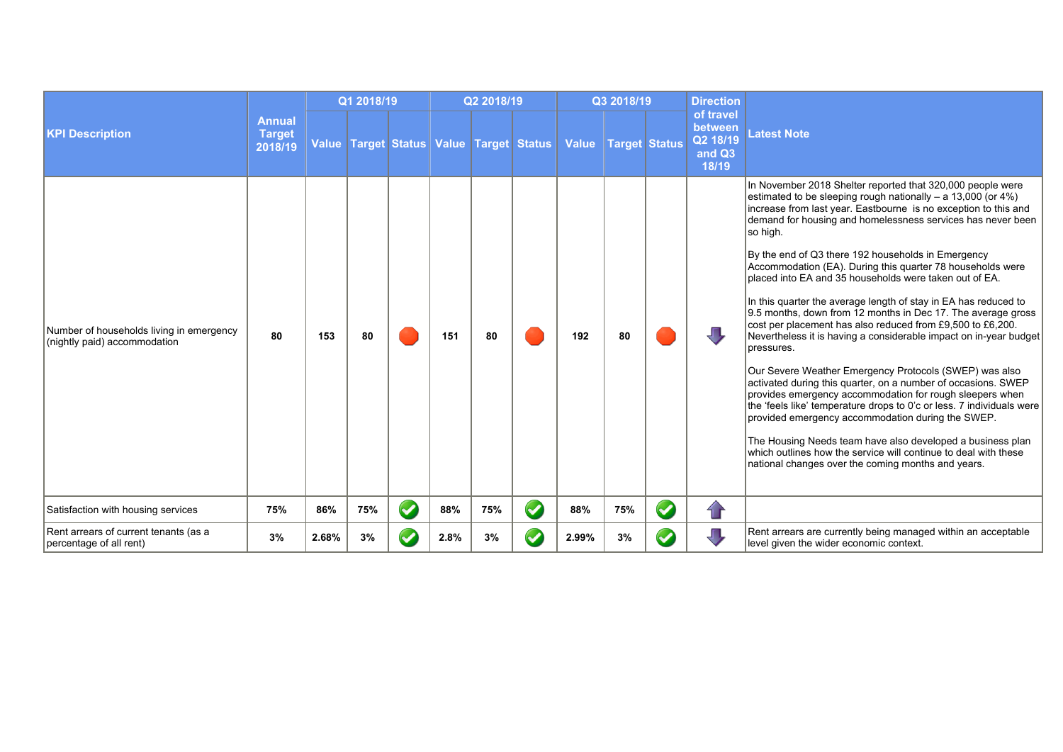| KPI Description | Annual Target 2018/19 | Q1 2018/19 | | | Q2 2018/19 | | | Q3 2018/19 | | | Direction of travel between Q2 18/19 and Q3 18/19 | Latest Note |
|---|---|---|---|---|---|---|---|---|---|---|---|---|
| | | Value | Target | Status | Value | Target | Status | Value | Target | Status | | |
| Number of households living in emergency (nightly paid) accommodation | 80 | 153 | 80 | Red | 151 | 80 | Red | 192 | 80 | Red | Down | In November 2018 Shelter reported that 320,000 people were estimated to be sleeping rough nationally – a 13,000 (or 4%) increase from last year. Eastbourne is no exception to this and demand for housing and homelessness services has never been so high.<br><br>By the end of Q3 there 192 households in Emergency Accommodation (EA). During this quarter 78 households were placed into EA and 35 households were taken out of EA.<br><br>In this quarter the average length of stay in EA has reduced to 9.5 months, down from 12 months in Dec 17. The average gross cost per placement has also reduced from £9,500 to £6,200. Nevertheless it is having a considerable impact on in-year budget pressures.<br><br>Our Severe Weather Emergency Protocols (SWEP) was also activated during this quarter, on a number of occasions. SWEP provides emergency accommodation for rough sleepers when the 'feels like' temperature drops to 0'c or less. 7 individuals were provided emergency accommodation during the SWEP.<br><br>The Housing Needs team have also developed a business plan which outlines how the service will continue to deal with these national changes over the coming months and years. |
| Satisfaction with housing services | 75% | 86% | 75% | Green | 88% | 75% | Green | 88% | 75% | Green | Up | |
| Rent arrears of current tenants (as a percentage of all rent) | 3% | 2.68% | 3% | Green | 2.8% | 3% | Green | 2.99% | 3% | Green | Down | Rent arrears are currently being managed within an acceptable level given the wider economic context. |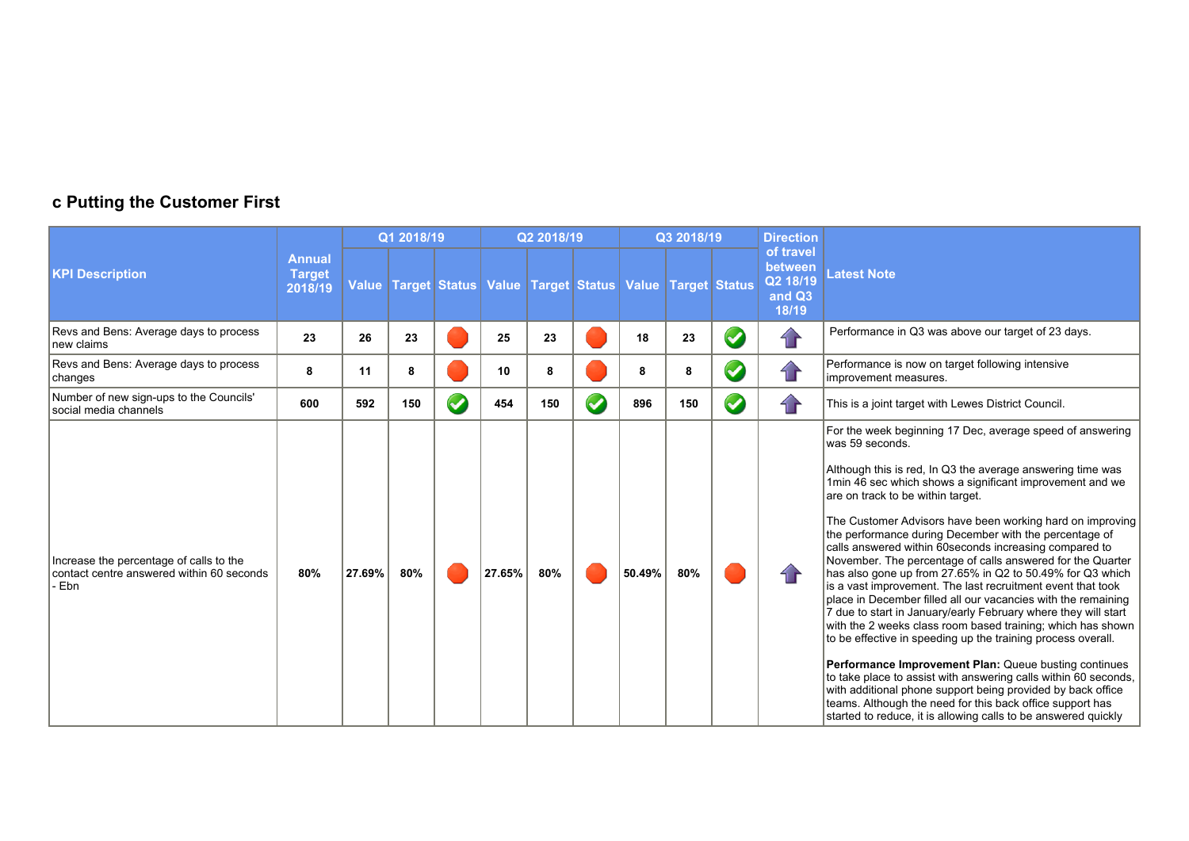## c Putting the Customer First

| KPI Description | Annual Target 2018/19 | Q1 2018/19 | | | Q2 2018/19 | | | Q3 2018/19 | | | Direction of travel between Q2 18/19 and Q3 18/19 | Latest Note |
|---|---|---|---|---|---|---|---|---|---|---|---|---|
| | | Value | Target | Status | Value | Target | Status | Value | Target | Status | | |
| Revs and Bens: Average days to process new claims | 23 | 26 | 23 | Red | 25 | 23 | Red | 18 | 23 | Green | Up | Performance in Q3 was above our target of 23 days. |
| Revs and Bens: Average days to process changes | 8 | 11 | 8 | Red | 10 | 8 | Red | 8 | 8 | Green | Up | Performance is now on target following intensive improvement measures. |
| Number of new sign-ups to the Councils' social media channels | 600 | 592 | 150 | Green | 454 | 150 | Green | 896 | 150 | Green | Up | This is a joint target with Lewes District Council. |
| Increase the percentage of calls to the contact centre answered within 60 seconds - Ebn | 80% | 27.69% | 80% | Red | 27.65% | 80% | Red | 50.49% | 80% | Red | Up | For the week beginning 17 Dec, average speed of answering was 59 seconds. Although this is red, In Q3 the average answering time was 1min 46 sec which shows a significant improvement and we are on track to be within target. The Customer Advisors have been working hard on improving the performance during December with the percentage of calls answered within 60seconds increasing compared to November. The percentage of calls answered for the Quarter has also gone up from 27.65% in Q2 to 50.49% for Q3 which is a vast improvement. The last recruitment event that took place in December filled all our vacancies with the remaining 7 due to start in January/early February where they will start with the 2 weeks class room based training; which has shown to be effective in speeding up the training process overall. **Performance Improvement Plan:** Queue busting continues to take place to assist with answering calls within 60 seconds, with additional phone support being provided by back office teams. Although the need for this back office support has started to reduce, it is allowing calls to be answered quickly |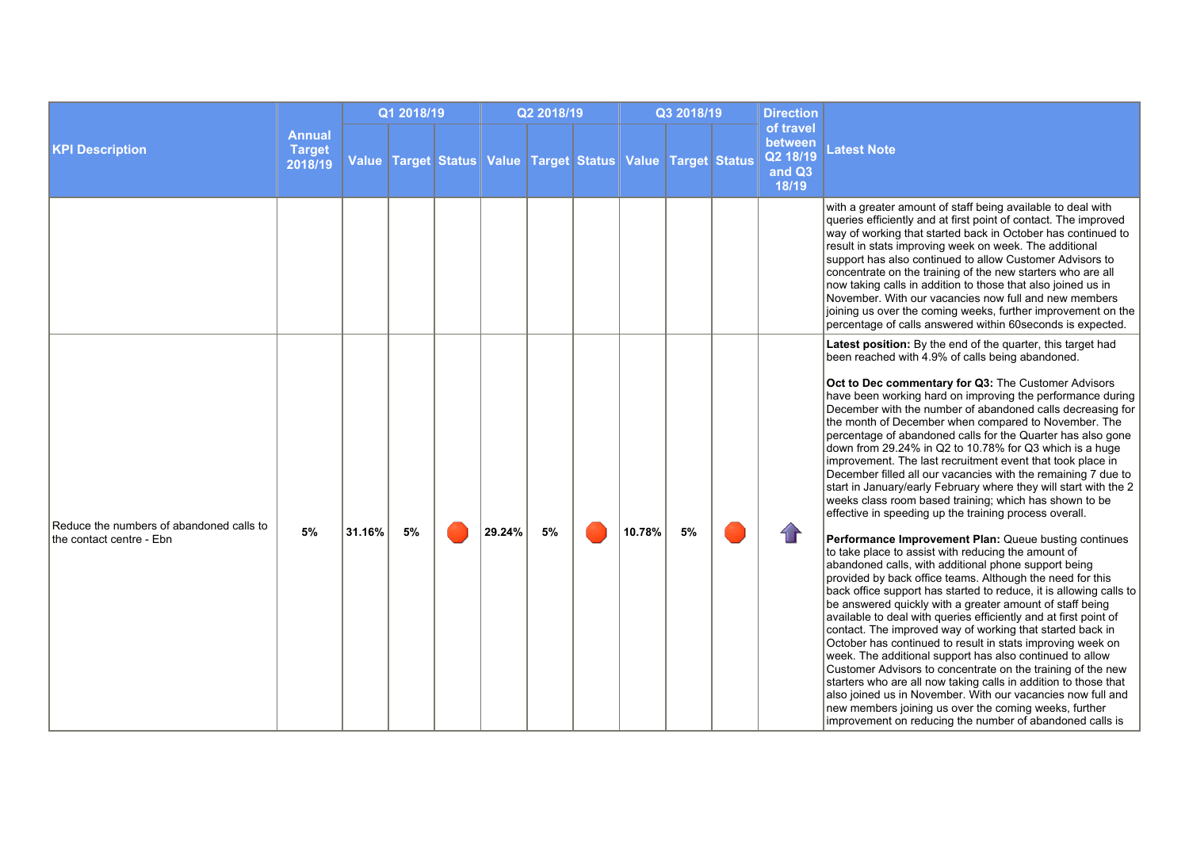| KPI Description | Annual Target 2018/19 | Q1 2018/19 | | | Q2 2018/19 | | | Q3 2018/19 | | | Direction of travel between Q2 18/19 and Q3 18/19 | Latest Note |
|---|---|---|---|---|---|---|---|---|---|---|---|---|
| | | Value | Target | Status | Value | Target | Status | Value | Target | Status | | |
| | | | | | | | | | | | | with a greater amount of staff being available to deal with queries efficiently and at first point of contact. The improved way of working that started back in October has continued to result in stats improving week on week. The additional support has also continued to allow Customer Advisors to concentrate on the training of the new starters who are all now taking calls in addition to those that also joined us in November. With our vacancies now full and new members joining us over the coming weeks, further improvement on the percentage of calls answered within 60seconds is expected. |
| Reduce the numbers of abandoned calls to the contact centre - Ebn | 5% | 31.16% | 5% | | 29.24% | 5% | | 10.78% | 5% | | | **Latest position:** By the end of the quarter, this target had been reached with 4.9% of calls being abandoned.<br><br>**Oct to Dec commentary for Q3:** The Customer Advisors have been working hard on improving the performance during December with the number of abandoned calls decreasing for the month of December when compared to November. The percentage of abandoned calls for the Quarter has also gone down from 29.24% in Q2 to 10.78% for Q3 which is a huge improvement. The last recruitment event that took place in December filled all our vacancies with the remaining 7 due to start in January/early February where they will start with the 2 weeks class room based training; which has shown to be effective in speeding up the training process overall.<br><br>**Performance Improvement Plan:** Queue busting continues to take place to assist with reducing the amount of abandoned calls, with additional phone support being provided by back office teams. Although the need for this back office support has started to reduce, it is allowing calls to be answered quickly with a greater amount of staff being available to deal with queries efficiently and at first point of contact. The improved way of working that started back in October has continued to result in stats improving week on week. The additional support has also continued to allow Customer Advisors to concentrate on the training of the new starters who are all now taking calls in addition to those that also joined us in November. With our vacancies now full and new members joining us over the coming weeks, further improvement on reducing the number of abandoned calls is |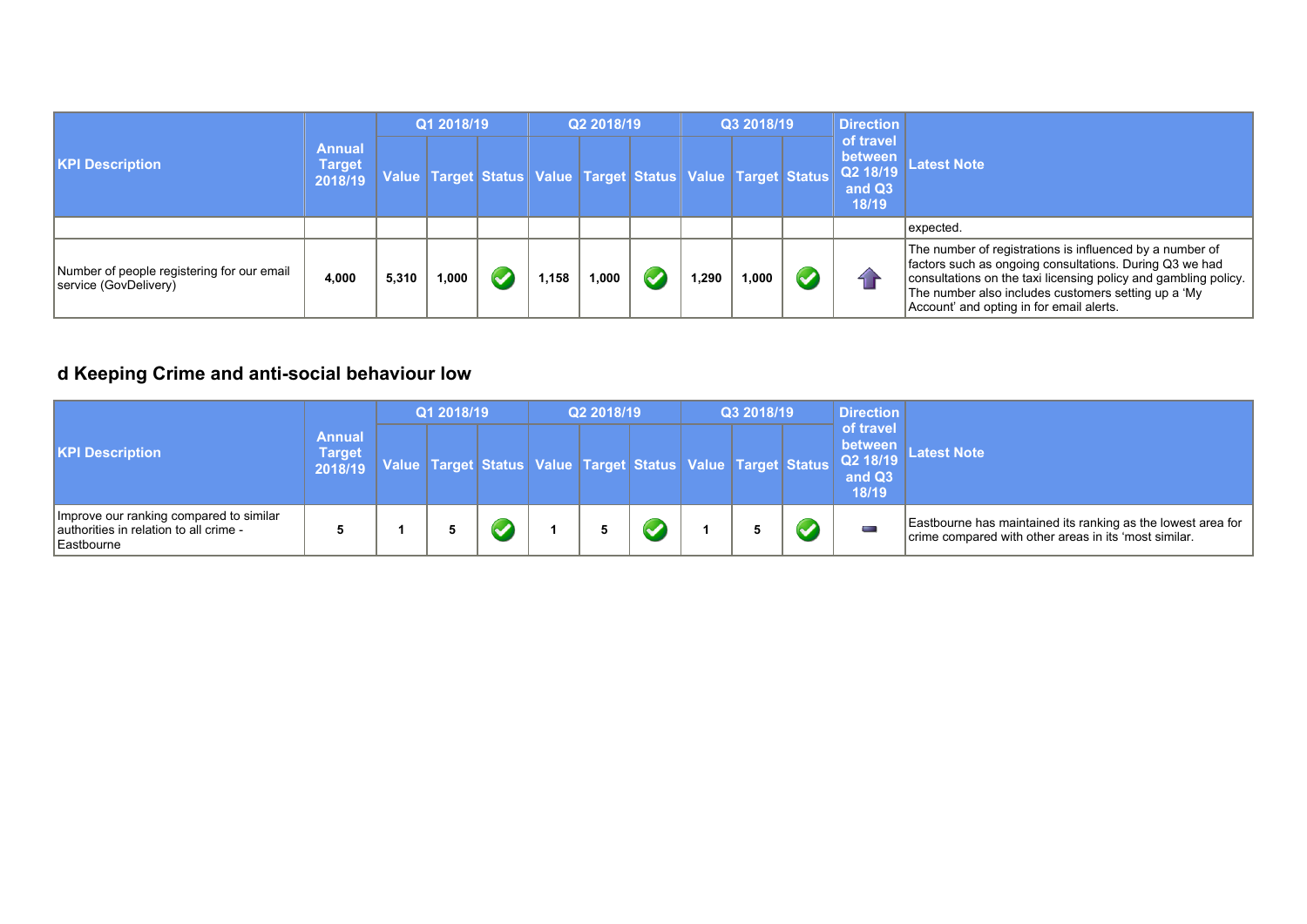| KPI Description | Annual Target 2018/19 | Q1 2018/19 | | | Q2 2018/19 | | | Q3 2018/19 | | | Direction of travel between Q2 18/19 and Q3 18/19 | Latest Note |
|---|---|---|---|---|---|---|---|---|---|---|---|---|
| | | Value | Target | Status | Value | Target | Status | Value | Target | Status | | |
| | | | | | | | | | | | | expected. |
| Number of people registering for our email service (GovDelivery) | 4,000 | 5,310 | 1,000 | ✔ | 1,158 | 1,000 | ✔ | 1,290 | 1,000 | ✔ | ⇧ | The number of registrations is influenced by a number of factors such as ongoing consultations. During Q3 we had consultations on the taxi licensing policy and gambling policy. The number also includes customers setting up a 'My Account' and opting in for email alerts. |

## d Keeping Crime and anti-social behaviour low

| KPI Description | Annual Target 2018/19 | Q1 2018/19 | | | Q2 2018/19 | | | Q3 2018/19 | | | Direction of travel between Q2 18/19 and Q3 18/19 | Latest Note |
|---|---|---|---|---|---|---|---|---|---|---|---|---|
| | | Value | Target | Status | Value | Target | Status | Value | Target | Status | | |
| Improve our ranking compared to similar authorities in relation to all crime - Eastbourne | 5 | 1 | 5 | ✔ | 1 | 5 | ✔ | 1 | 5 | ✔ | ▬ | Eastbourne has maintained its ranking as the lowest area for crime compared with other areas in its 'most similar. |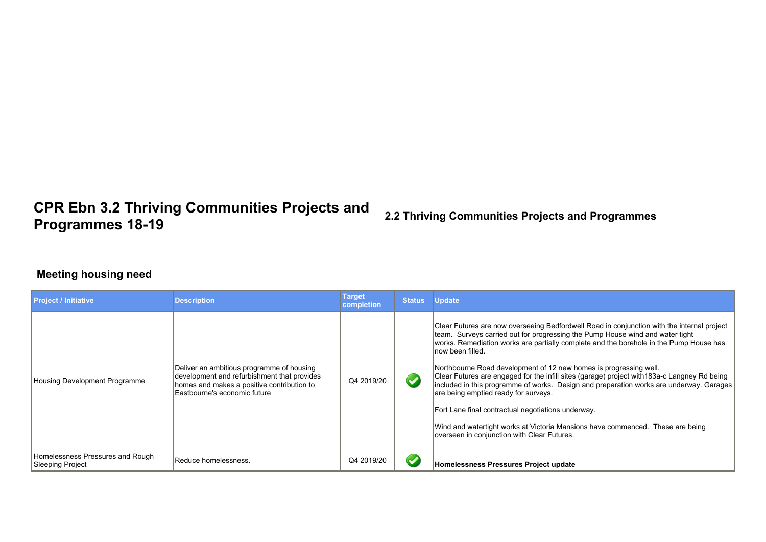# CPR Ebn 3.2 Thriving Communities Projects and Programmes 18-19

## 2.2 Thriving Communities Projects and Programmes

### Meeting housing need

| Project / Initiative | Description | Target completion | Status | Update |
|---|---|---|---|---|
| Housing Development Programme | Deliver an ambitious programme of housing development and refurbishment that provides homes and makes a positive contribution to Eastbourne's economic future | Q4 2019/20 | ✔ | Clear Futures are now overseeing Bedfordwell Road in conjunction with the internal project team. Surveys carried out for progressing the Pump House wind and water tight works. Remediation works are partially complete and the borehole in the Pump House has now been filled.<br><br>Northbourne Road development of 12 new homes is progressing well.<br>Clear Futures are engaged for the infill sites (garage) project with183a-c Langney Rd being included in this programme of works. Design and preparation works are underway. Garages are being emptied ready for surveys.<br><br>Fort Lane final contractual negotiations underway.<br><br>Wind and watertight works at Victoria Mansions have commenced. These are being overseen in conjunction with Clear Futures. |
| Homelessness Pressures and Rough Sleeping Project | Reduce homelessness. | Q4 2019/20 | ✔ | **Homelessness Pressures Project update** |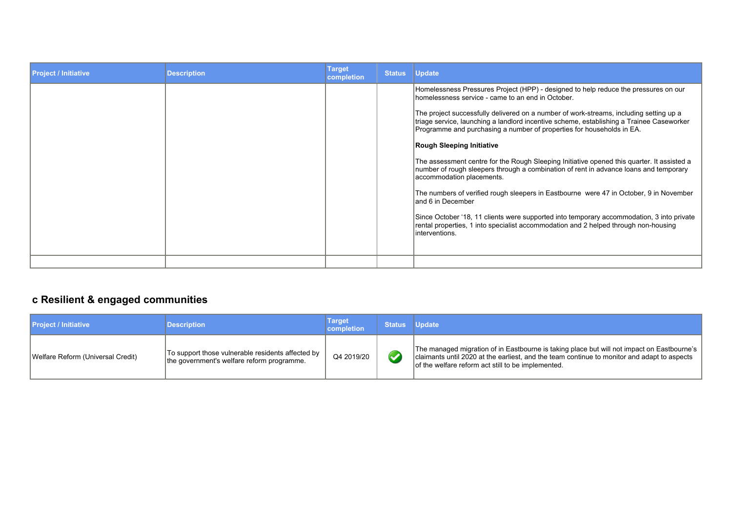| Project / Initiative | Description | Target completion | Status | Update |
|---|---|---|---|---|
| | | | | Homelessness Pressures Project (HPP) - designed to help reduce the pressures on our homelessness service - came to an end in October.<br><br>The project successfully delivered on a number of work-streams, including setting up a triage service, launching a landlord incentive scheme, establishing a Trainee Caseworker Programme and purchasing a number of properties for households in EA.<br><br>**Rough Sleeping Initiative**<br><br>The assessment centre for the Rough Sleeping Initiative opened this quarter. It assisted a number of rough sleepers through a combination of rent in advance loans and temporary accommodation placements.<br><br>The numbers of verified rough sleepers in Eastbourne were 47 in October, 9 in November and 6 in December<br><br>Since October '18, 11 clients were supported into temporary accommodation, 3 into private rental properties, 1 into specialist accommodation and 2 helped through non-housing interventions. |
| | | | | |

## c Resilient & engaged communities

| Project / Initiative | Description | Target completion | Status | Update |
|---|---|---|---|---|
| Welfare Reform (Universal Credit) | To support those vulnerable residents affected by the government's welfare reform programme. | Q4 2019/20 | ✔ | The managed migration of in Eastbourne is taking place but will not impact on Eastbourne's claimants until 2020 at the earliest, and the team continue to monitor and adapt to aspects of the welfare reform act still to be implemented. |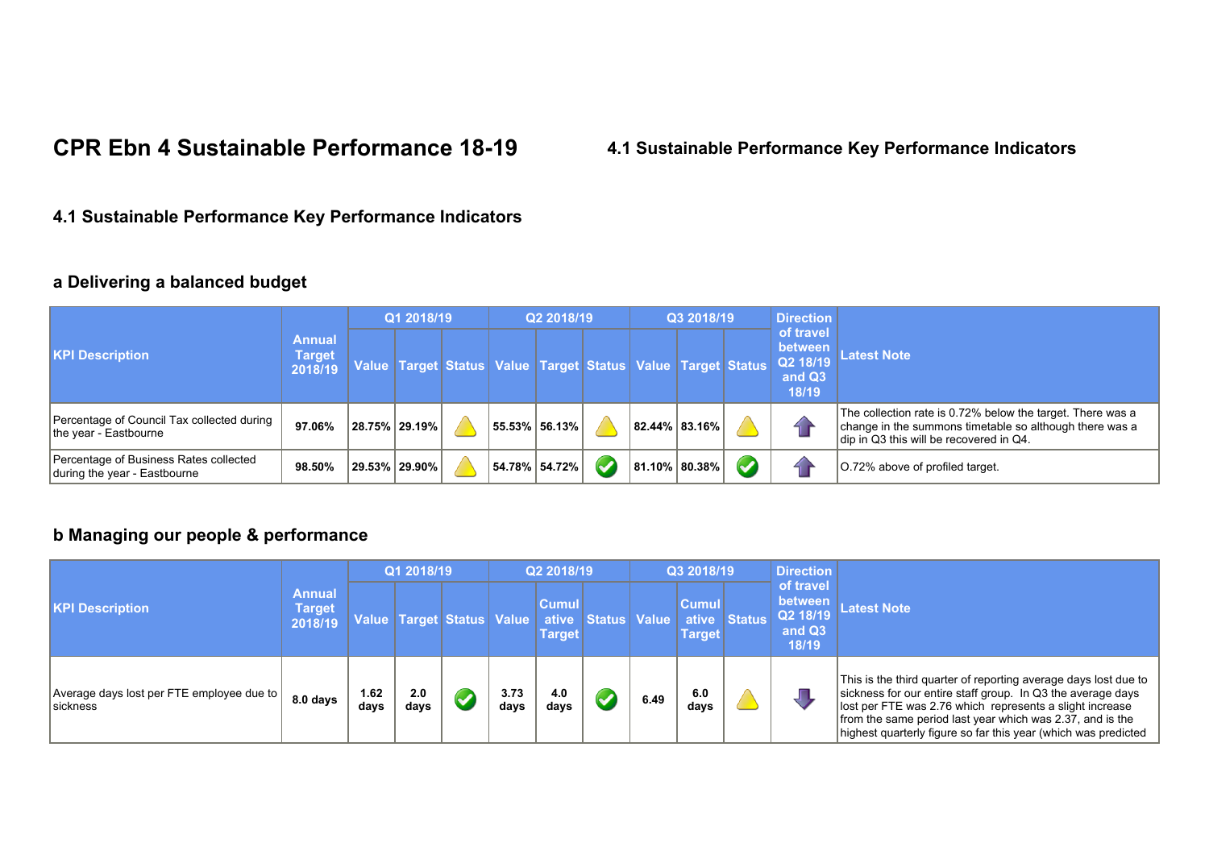# CPR Ebn 4 Sustainable Performance 18-19

## 4.1 Sustainable Performance Key Performance Indicators

### 4.1 Sustainable Performance Key Performance Indicators

### a Delivering a balanced budget

| KPI Description | Annual Target 2018/19 | Q1 2018/19 | | | Q2 2018/19 | | | Q3 2018/19 | | | Direction of travel between Q2 18/19 and Q3 18/19 | Latest Note |
|---|---|---|---|---|---|---|---|---|---|---|---|---|
| | | Value | Target | Status | Value | Target | Status | Value | Target | Status | | |
| Percentage of Council Tax collected during the year - Eastbourne | 97.06% | 28.75% | 29.19% | Warning | 55.53% | 56.13% | Warning | 82.44% | 83.16% | Warning | Up | The collection rate is 0.72% below the target. There was a change in the summons timetable so although there was a dip in Q3 this will be recovered in Q4. |
| Percentage of Business Rates collected during the year - Eastbourne | 98.50% | 29.53% | 29.90% | Warning | 54.78% | 54.72% | OK | 81.10% | 80.38% | OK | Up | O.72% above of profiled target. |

### b Managing our people & performance

| KPI Description | Annual Target 2018/19 | Q1 2018/19 | | | Q2 2018/19 | | | Q3 2018/19 | | | Direction of travel between Q2 18/19 and Q3 18/19 | Latest Note |
|---|---|---|---|---|---|---|---|---|---|---|---|---|
| | | Value | Target | Status | Value | Cumulative Target | Status | Value | Cumulative Target | Status | | |
| Average days lost per FTE employee due to sickness | 8.0 days | 1.62 days | 2.0 days | OK | 3.73 days | 4.0 days | OK | 6.49 | 6.0 days | Warning | Down | This is the third quarter of reporting average days lost due to sickness for our entire staff group. In Q3 the average days lost per FTE was 2.76 which represents a slight increase from the same period last year which was 2.37, and is the highest quarterly figure so far this year (which was predicted |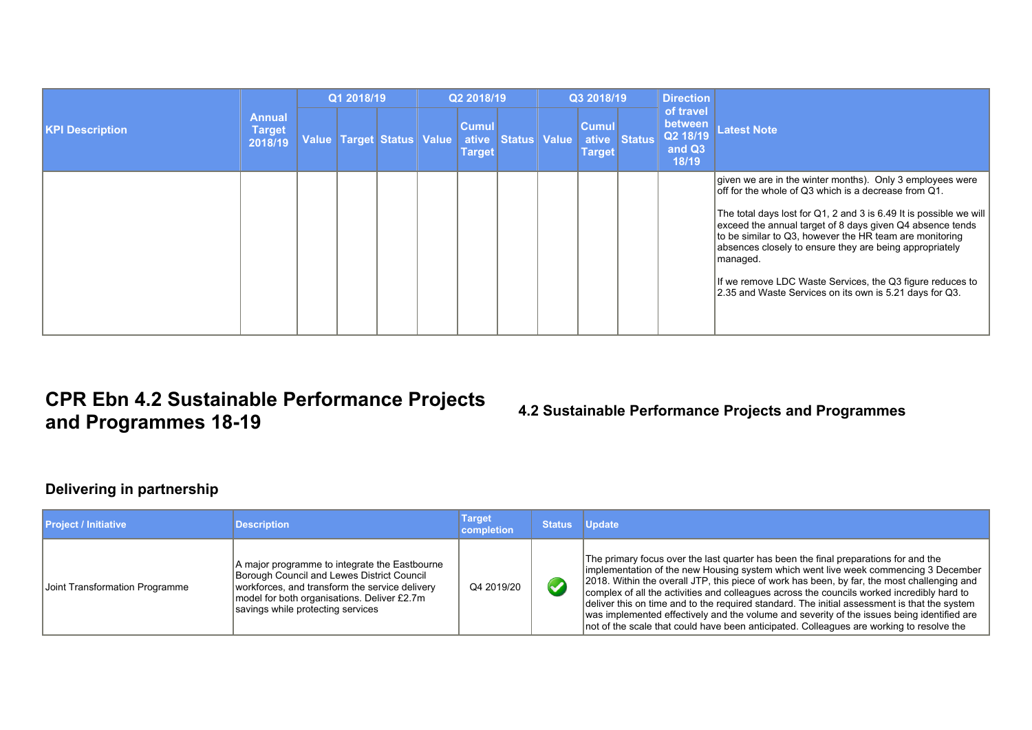| KPI Description | Annual Target 2018/19 | Q1 2018/19 | | | Q2 2018/19 | | | Q3 2018/19 | | | Direction of travel between Q2 18/19 and Q3 18/19 | Latest Note |
|---|---|---|---|---|---|---|---|---|---|---|---|---|
| | | Value | Target | Status | Value | Cumulative Target | Status | Value | Cumulative Target | Status | | |
| | | | | | | | | | | | | given we are in the winter months). Only 3 employees were off for the whole of Q3 which is a decrease from Q1.<br><br>The total days lost for Q1, 2 and 3 is 6.49 It is possible we will exceed the annual target of 8 days given Q4 absence tends to be similar to Q3, however the HR team are monitoring absences closely to ensure they are being appropriately managed.<br><br>If we remove LDC Waste Services, the Q3 figure reduces to 2.35 and Waste Services on its own is 5.21 days for Q3. |

# CPR Ebn 4.2 Sustainable Performance Projects and Programmes 18-19

## 4.2 Sustainable Performance Projects and Programmes

### Delivering in partnership

| Project / Initiative | Description | Target completion | Status | Update |
|---|---|---|---|---|
| Joint Transformation Programme | A major programme to integrate the Eastbourne Borough Council and Lewes District Council workforces, and transform the service delivery model for both organisations. Deliver £2.7m savings while protecting services | Q4 2019/20 | ✔ | The primary focus over the last quarter has been the final preparations for and the implementation of the new Housing system which went live week commencing 3 December 2018. Within the overall JTP, this piece of work has been, by far, the most challenging and complex of all the activities and colleagues across the councils worked incredibly hard to deliver this on time and to the required standard. The initial assessment is that the system was implemented effectively and the volume and severity of the issues being identified are not of the scale that could have been anticipated. Colleagues are working to resolve the |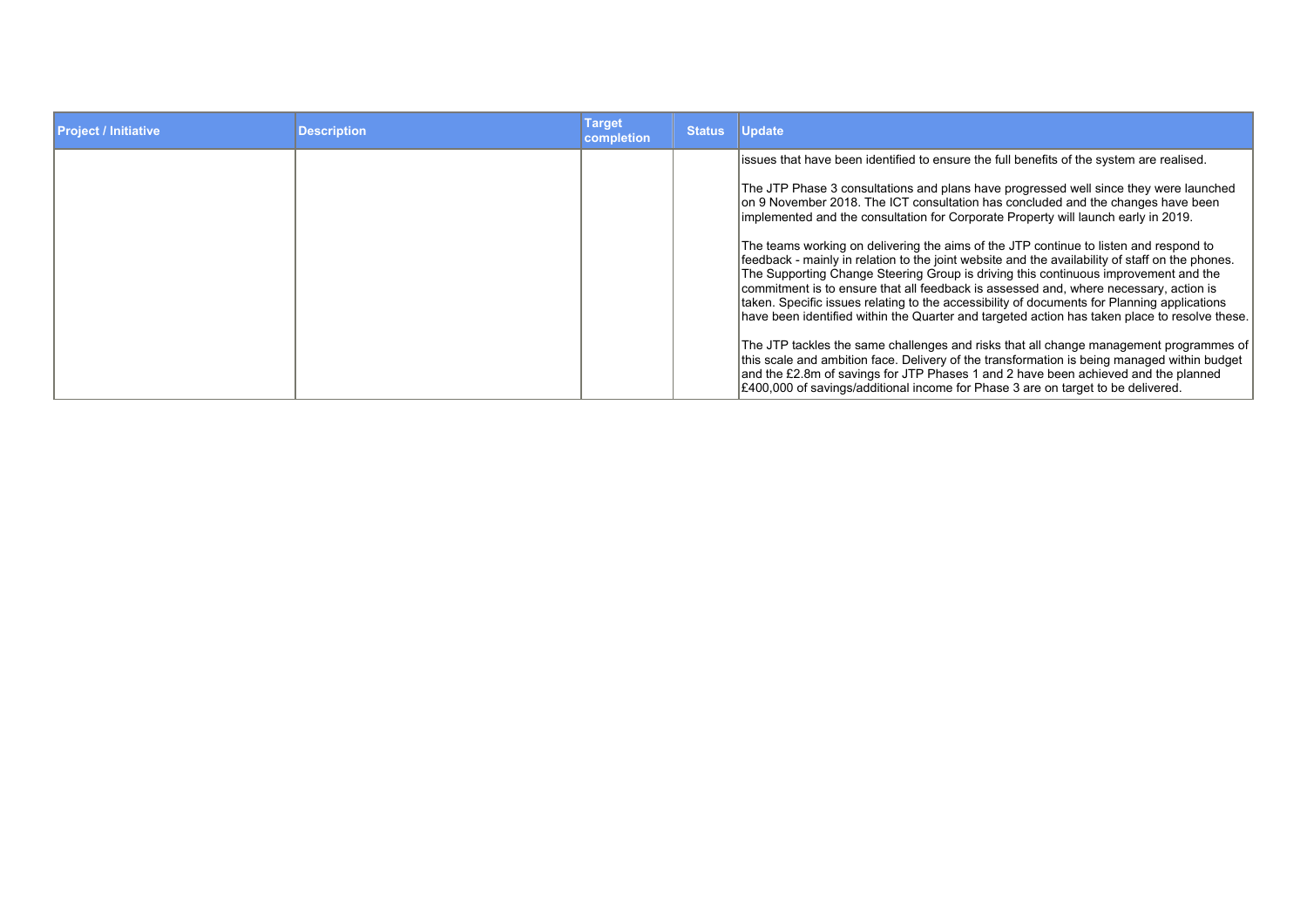| Project / Initiative | Description | Target completion | Status | Update |
| --- | --- | --- | --- | --- |
| | | | | issues that have been identified to ensure the full benefits of the system are realised.<br><br>The JTP Phase 3 consultations and plans have progressed well since they were launched on 9 November 2018. The ICT consultation has concluded and the changes have been implemented and the consultation for Corporate Property will launch early in 2019.<br><br>The teams working on delivering the aims of the JTP continue to listen and respond to feedback - mainly in relation to the joint website and the availability of staff on the phones. The Supporting Change Steering Group is driving this continuous improvement and the commitment is to ensure that all feedback is assessed and, where necessary, action is taken. Specific issues relating to the accessibility of documents for Planning applications have been identified within the Quarter and targeted action has taken place to resolve these.<br><br>The JTP tackles the same challenges and risks that all change management programmes of this scale and ambition face. Delivery of the transformation is being managed within budget and the £2.8m of savings for JTP Phases 1 and 2 have been achieved and the planned £400,000 of savings/additional income for Phase 3 are on target to be delivered. |